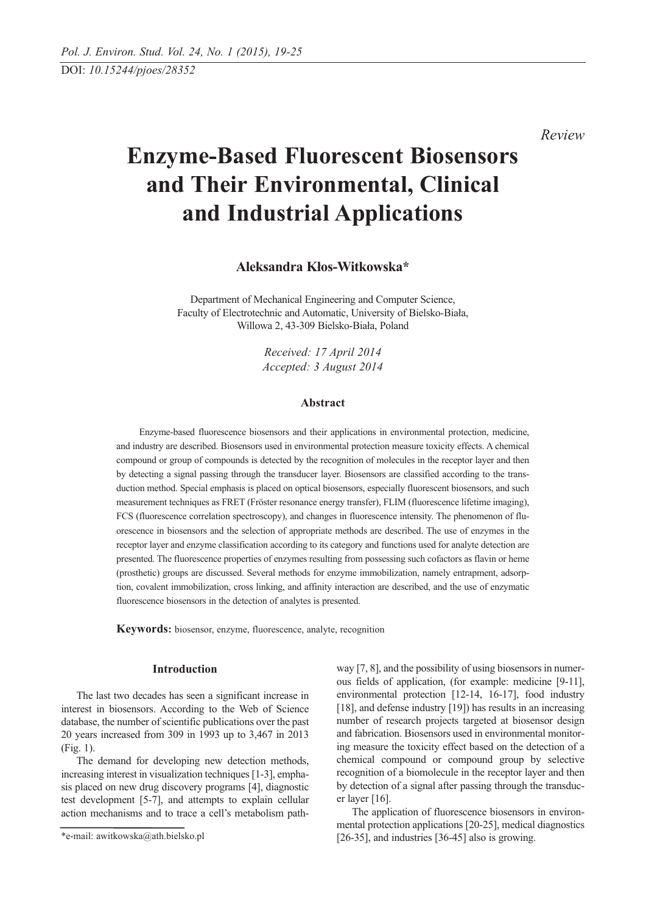DOI: *10.15244/pjoes/28352*

*Review*

# Enzyme-Based Fluorescent Biosensors and Their Environmental, Clinical and Industrial Applications

**Aleksandra Kłos-Witkowska***

Department of Mechanical Engineering and Computer Science,
Faculty of Electrotechnic and Automatic, University of Bielsko-Biała,
Willowa 2, 43-309 Bielsko-Biała, Poland

*Received: 17 April 2014*
*Accepted: 3 August 2014*

### Abstract

Enzyme-based fluorescence biosensors and their applications in environmental protection, medicine, and industry are described. Biosensors used in environmental protection measure toxicity effects. A chemical compound or group of compounds is detected by the recognition of molecules in the receptor layer and then by detecting a signal passing through the transducer layer. Biosensors are classified according to the transduction method. Special emphasis is placed on optical biosensors, especially fluorescent biosensors, and such measurement techniques as FRET (Fröster resonance energy transfer), FLIM (fluorescence lifetime imaging), FCS (fluorescence correlation spectroscopy), and changes in fluorescence intensity. The phenomenon of fluorescence in biosensors and the selection of appropriate methods are described. The use of enzymes in the receptor layer and enzyme classification according to its category and functions used for analyte detection are presented. The fluorescence properties of enzymes resulting from possessing such cofactors as flavin or heme (prosthetic) groups are discussed. Several methods for enzyme immobilization, namely entrapment, adsorption, covalent immobilization, cross linking, and affinity interaction are described, and the use of enzymatic fluorescence biosensors in the detection of analytes is presented.

**Keywords:** biosensor, enzyme, fluorescence, analyte, recognition

## Introduction

The last two decades has seen a significant increase in interest in biosensors. According to the Web of Science database, the number of scientific publications over the past 20 years increased from 309 in 1993 up to 3,467 in 2013 (Fig. 1).

The demand for developing new detection methods, increasing interest in visualization techniques [1-3], emphasis placed on new drug discovery programs [4], diagnostic test development [5-7], and attempts to explain cellular action mechanisms and to trace a cell's metabolism pathway [7, 8], and the possibility of using biosensors in numerous fields of application, (for example: medicine [9-11], environmental protection [12-14, 16-17], food industry [18], and defense industry [19]) has results in an increasing number of research projects targeted at biosensor design and fabrication. Biosensors used in environmental monitoring measure the toxicity effect based on the detection of a chemical compound or compound group by selective recognition of a biomolecule in the receptor layer and then by detection of a signal after passing through the transducer layer [16].

The application of fluorescence biosensors in environmental protection applications [20-25], medical diagnostics [26-35], and industries [36-45] also is growing.

*e-mail: awitkowska@ath.bielsko.pl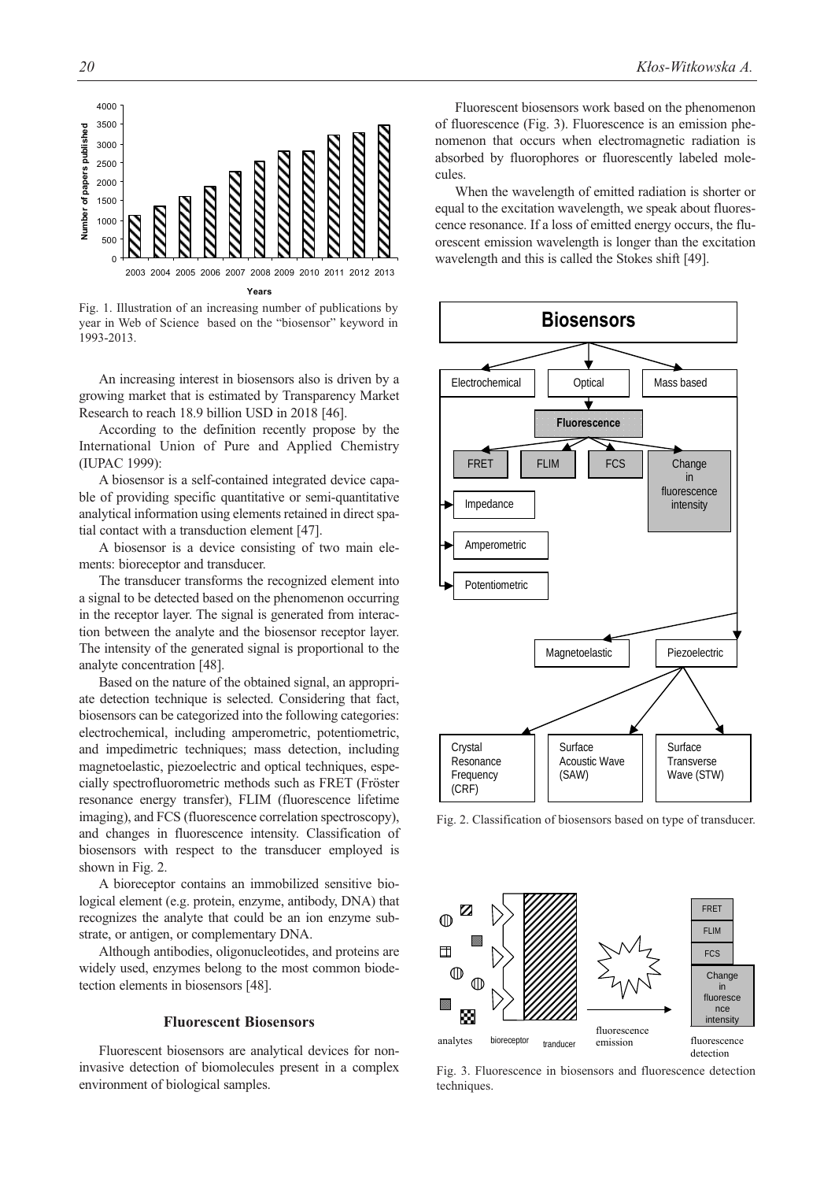Fig. 1. Illustration of an increasing number of publications by year in Web of Science based on the "biosensor" keyword in 1993-2013.

An increasing interest in biosensors also is driven by a growing market that is estimated by Transparency Market Research to reach 18.9 billion USD in 2018 [46].

According to the definition recently propose by the International Union of Pure and Applied Chemistry (IUPAC 1999):

A biosensor is a self-contained integrated device capable of providing specific quantitative or semi-quantitative analytical information using elements retained in direct spatial contact with a transduction element [47].

A biosensor is a device consisting of two main elements: bioreceptor and transducer.

The transducer transforms the recognized element into a signal to be detected based on the phenomenon occurring in the receptor layer. The signal is generated from interaction between the analyte and the biosensor receptor layer. The intensity of the generated signal is proportional to the analyte concentration [48].

Based on the nature of the obtained signal, an appropriate detection technique is selected. Considering that fact, biosensors can be categorized into the following categories: electrochemical, including amperometric, potentiometric, and impedimetric techniques; mass detection, including magnetoelastic, piezoelectric and optical techniques, especially spectrofluorometric methods such as FRET (Fröster resonance energy transfer), FLIM (fluorescence lifetime imaging), and FCS (fluorescence correlation spectroscopy), and changes in fluorescence intensity. Classification of biosensors with respect to the transducer employed is shown in Fig. 2.

A bioreceptor contains an immobilized sensitive biological element (e.g. protein, enzyme, antibody, DNA) that recognizes the analyte that could be an ion enzyme substrate, or antigen, or complementary DNA.

Although antibodies, oligonucleotides, and proteins are widely used, enzymes belong to the most common biodetection elements in biosensors [48].

### Fluorescent Biosensors

Fluorescent biosensors are analytical devices for non-invasive detection of biomolecules present in a complex environment of biological samples.

Fluorescent biosensors work based on the phenomenon of fluorescence (Fig. 3). Fluorescence is an emission phenomenon that occurs when electromagnetic radiation is absorbed by fluorophores or fluorescently labeled molecules.

When the wavelength of emitted radiation is shorter or equal to the excitation wavelength, we speak about fluorescence resonance. If a loss of emitted energy occurs, the fluorescent emission wavelength is longer than the excitation wavelength and this is called the Stokes shift [49].

Fig. 2. Classification of biosensors based on type of transducer.

Fig. 3. Fluorescence in biosensors and fluorescence detection techniques.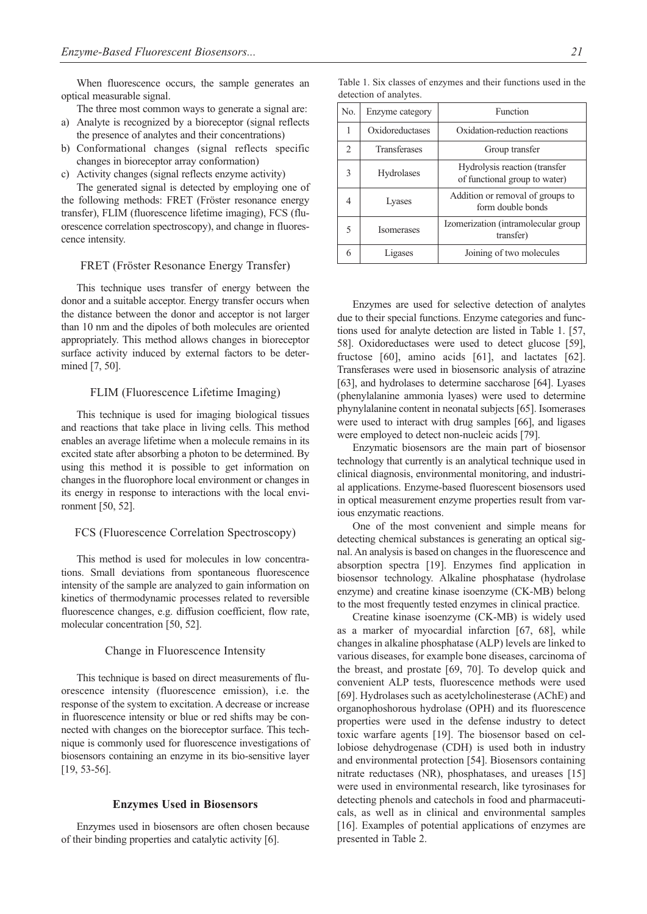When fluorescence occurs, the sample generates an optical measurable signal.

The three most common ways to generate a signal are:

a) Analyte is recognized by a bioreceptor (signal reflects the presence of analytes and their concentrations)
b) Conformational changes (signal reflects specific changes in bioreceptor array conformation)
c) Activity changes (signal reflects enzyme activity)

The generated signal is detected by employing one of the following methods: FRET (Fröster resonance energy transfer), FLIM (fluorescence lifetime imaging), FCS (fluorescence correlation spectroscopy), and change in fluorescence intensity.

### FRET (Fröster Resonance Energy Transfer)

This technique uses transfer of energy between the donor and a suitable acceptor. Energy transfer occurs when the distance between the donor and acceptor is not larger than 10 nm and the dipoles of both molecules are oriented appropriately. This method allows changes in bioreceptor surface activity induced by external factors to be determined [7, 50].

### FLIM (Fluorescence Lifetime Imaging)

This technique is used for imaging biological tissues and reactions that take place in living cells. This method enables an average lifetime when a molecule remains in its excited state after absorbing a photon to be determined. By using this method it is possible to get information on changes in the fluorophore local environment or changes in its energy in response to interactions with the local environment [50, 52].

### FCS (Fluorescence Correlation Spectroscopy)

This method is used for molecules in low concentrations. Small deviations from spontaneous fluorescence intensity of the sample are analyzed to gain information on kinetics of thermodynamic processes related to reversible fluorescence changes, e.g. diffusion coefficient, flow rate, molecular concentration [50, 52].

### Change in Fluorescence Intensity

This technique is based on direct measurements of fluorescence intensity (fluorescence emission), i.e. the response of the system to excitation. A decrease or increase in fluorescence intensity or blue or red shifts may be connected with changes on the bioreceptor surface. This technique is commonly used for fluorescence investigations of biosensors containing an enzyme in its bio-sensitive layer [19, 53-56].

## Enzymes Used in Biosensors

Enzymes used in biosensors are often chosen because of their binding properties and catalytic activity [6].

Table 1. Six classes of enzymes and their functions used in the detection of analytes.

| No. | Enzyme category | Function |
|---|---|---|
| 1 | Oxidoreductases | Oxidation-reduction reactions |
| 2 | Transferases | Group transfer |
| 3 | Hydrolases | Hydrolysis reaction (transfer of functional group to water) |
| 4 | Lyases | Addition or removal of groups to form double bonds |
| 5 | Isomerases | Izomerization (intramolecular group transfer) |
| 6 | Ligases | Joining of two molecules |

Enzymes are used for selective detection of analytes due to their special functions. Enzyme categories and functions used for analyte detection are listed in Table 1. [57, 58]. Oxidoreductases were used to detect glucose [59], fructose [60], amino acids [61], and lactates [62]. Transferases were used in biosensoric analysis of atrazine [63], and hydrolases to determine saccharose [64]. Lyases (phenylalanine ammonia lyases) were used to determine phynylalanine content in neonatal subjects [65]. Isomerases were used to interact with drug samples [66], and ligases were employed to detect non-nucleic acids [79].

Enzymatic biosensors are the main part of biosensor technology that currently is an analytical technique used in clinical diagnosis, environmental monitoring, and industrial applications. Enzyme-based fluorescent biosensors used in optical measurement enzyme properties result from various enzymatic reactions.

One of the most convenient and simple means for detecting chemical substances is generating an optical signal. An analysis is based on changes in the fluorescence and absorption spectra [19]. Enzymes find application in biosensor technology. Alkaline phosphatase (hydrolase enzyme) and creatine kinase isoenzyme (CK-MB) belong to the most frequently tested enzymes in clinical practice.

Creatine kinase isoenzyme (CK-MB) is widely used as a marker of myocardial infarction [67, 68], while changes in alkaline phosphatase (ALP) levels are linked to various diseases, for example bone diseases, carcinoma of the breast, and prostate [69, 70]. To develop quick and convenient ALP tests, fluorescence methods were used [69]. Hydrolases such as acetylcholinesterase (AChE) and organophoshorous hydrolase (OPH) and its fluorescence properties were used in the defense industry to detect toxic warfare agents [19]. The biosensor based on cellobiose dehydrogenase (CDH) is used both in industry and environmental protection [54]. Biosensors containing nitrate reductases (NR), phosphatases, and ureases [15] were used in environmental research, like tyrosinases for detecting phenols and catechols in food and pharmaceuticals, as well as in clinical and environmental samples [16]. Examples of potential applications of enzymes are presented in Table 2.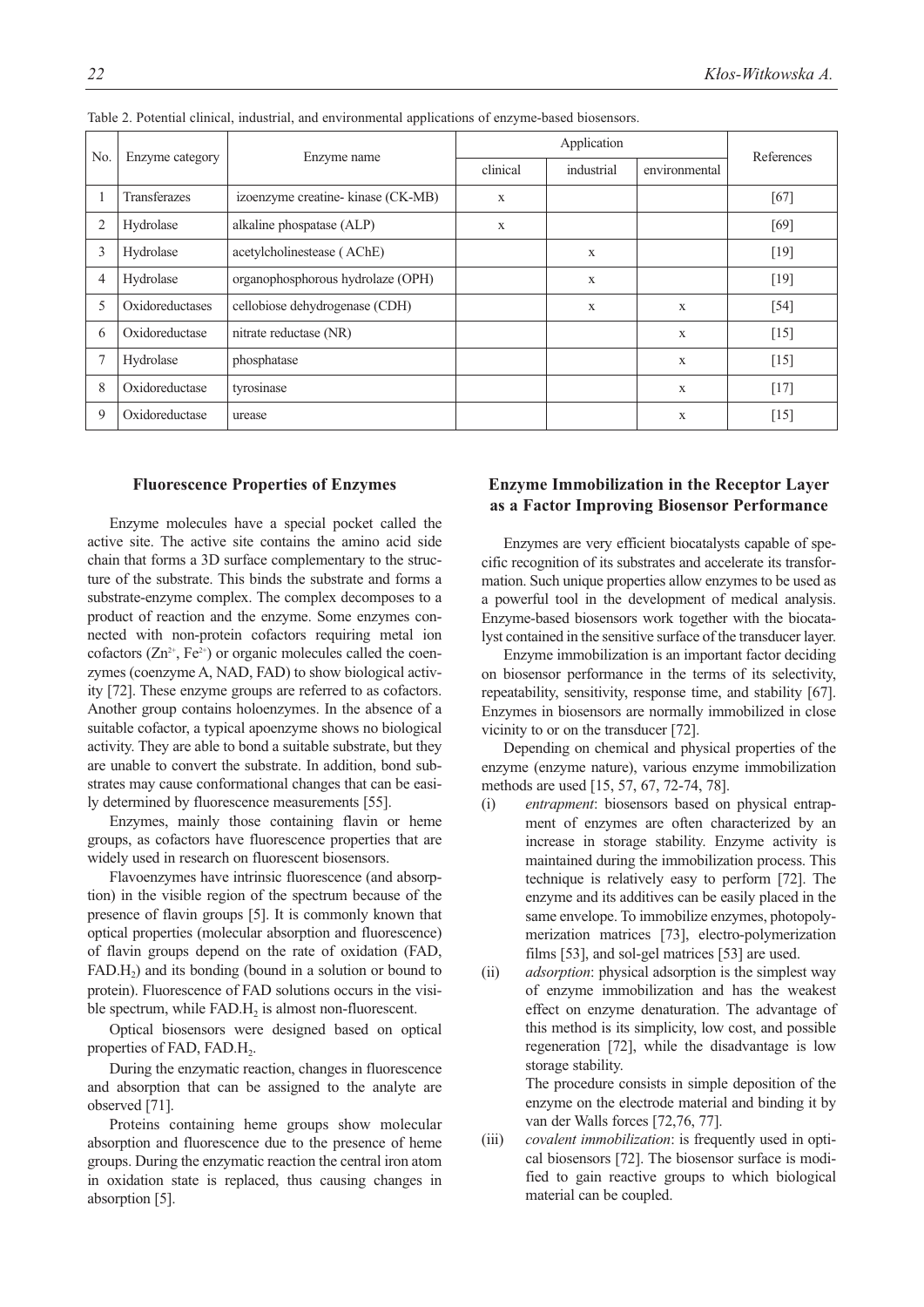Table 2. Potential clinical, industrial, and environmental applications of enzyme-based biosensors.

| No. | Enzyme category | Enzyme name | Application | | | References |
|---|---|---|---|---|---|---|
| | | | clinical | industrial | environmental | |
| 1 | Transferazes | izoenzyme creatine- kinase (CK-MB) | x | | | [67] |
| 2 | Hydrolase | alkaline phospatase (ALP) | x | | | [69] |
| 3 | Hydrolase | acetylcholinestease ( AChE) | | x | | [19] |
| 4 | Hydrolase | organophosphorous hydrolaze (OPH) | | x | | [19] |
| 5 | Oxidoreductases | cellobiose dehydrogenase (CDH) | | x | x | [54] |
| 6 | Oxidoreductase | nitrate reductase (NR) | | | x | [15] |
| 7 | Hydrolase | phosphatase | | | x | [15] |
| 8 | Oxidoreductase | tyrosinase | | | x | [17] |
| 9 | Oxidoreductase | urease | | | x | [15] |

### Fluorescence Properties of Enzymes

Enzyme molecules have a special pocket called the active site. The active site contains the amino acid side chain that forms a 3D surface complementary to the structure of the substrate. This binds the substrate and forms a substrate-enzyme complex. The complex decomposes to a product of reaction and the enzyme. Some enzymes connected with non-protein cofactors requiring metal ion cofactors ($Zn^{2+}$, $Fe^{2+}$) or organic molecules called the coenzymes (coenzyme A, NAD, FAD) to show biological activity [72]. These enzyme groups are referred to as cofactors. Another group contains holoenzymes. In the absence of a suitable cofactor, a typical apoenzyme shows no biological activity. They are able to bond a suitable substrate, but they are unable to convert the substrate. In addition, bond substrates may cause conformational changes that can be easily determined by fluorescence measurements [55].

Enzymes, mainly those containing flavin or heme groups, as cofactors have fluorescence properties that are widely used in research on fluorescent biosensors.

Flavoenzymes have intrinsic fluorescence (and absorption) in the visible region of the spectrum because of the presence of flavin groups [5]. It is commonly known that optical properties (molecular absorption and fluorescence) of flavin groups depend on the rate of oxidation (FAD, $FAD.H_2$) and its bonding (bound in a solution or bound to protein). Fluorescence of FAD solutions occurs in the visible spectrum, while $FAD.H_2$ is almost non-fluorescent.

Optical biosensors were designed based on optical properties of FAD, $FAD.H_2$.

During the enzymatic reaction, changes in fluorescence and absorption that can be assigned to the analyte are observed [71].

Proteins containing heme groups show molecular absorption and fluorescence due to the presence of heme groups. During the enzymatic reaction the central iron atom in oxidation state is replaced, thus causing changes in absorption [5].

### Enzyme Immobilization in the Receptor Layer as a Factor Improving Biosensor Performance

Enzymes are very efficient biocatalysts capable of specific recognition of its substrates and accelerate its transformation. Such unique properties allow enzymes to be used as a powerful tool in the development of medical analysis. Enzyme-based biosensors work together with the biocatalyst contained in the sensitive surface of the transducer layer.

Enzyme immobilization is an important factor deciding on biosensor performance in the terms of its selectivity, repeatability, sensitivity, response time, and stability [67]. Enzymes in biosensors are normally immobilized in close vicinity to or on the transducer [72].

Depending on chemical and physical properties of the enzyme (enzyme nature), various enzyme immobilization methods are used [15, 57, 67, 72-74, 78].

(i) *entrapment*: biosensors based on physical entrapment of enzymes are often characterized by an increase in storage stability. Enzyme activity is maintained during the immobilization process. This technique is relatively easy to perform [72]. The enzyme and its additives can be easily placed in the same envelope. To immobilize enzymes, photopolymerization matrices [73], electro-polymerization films [53], and sol-gel matrices [53] are used.

(ii) *adsorption*: physical adsorption is the simplest way of enzyme immobilization and has the weakest effect on enzyme denaturation. The advantage of this method is its simplicity, low cost, and possible regeneration [72], while the disadvantage is low storage stability.
The procedure consists in simple deposition of the enzyme on the electrode material and binding it by van der Walls forces [72,76, 77].

(iii) *covalent immobilization*: is frequently used in optical biosensors [72]. The biosensor surface is modified to gain reactive groups to which biological material can be coupled.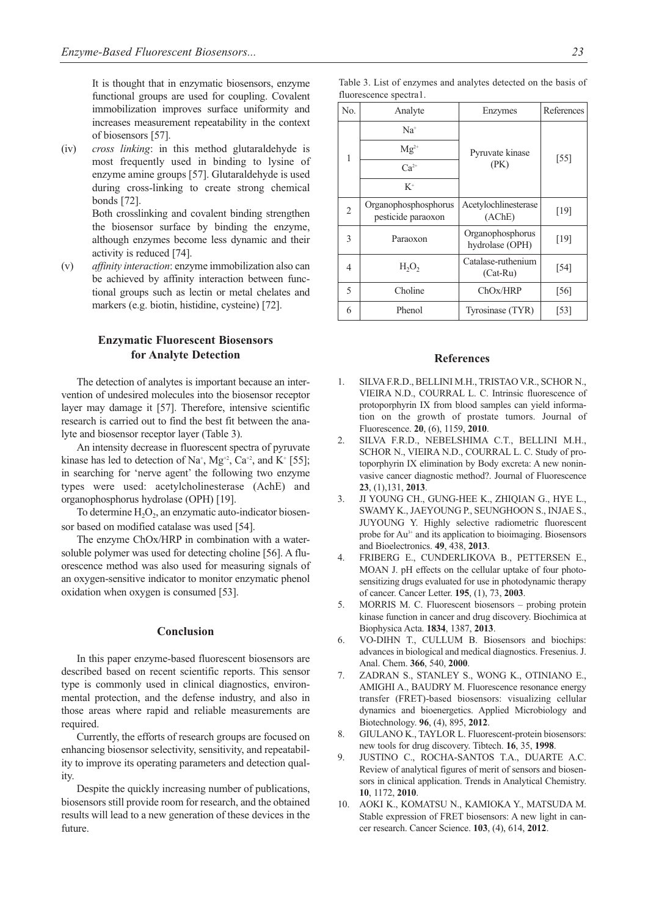It is thought that in enzymatic biosensors, enzyme functional groups are used for coupling. Covalent immobilization improves surface uniformity and increases measurement repeatability in the context of biosensors [57].

(iv) *cross linking*: in this method glutaraldehyde is most frequently used in binding to lysine of enzyme amine groups [57]. Glutaraldehyde is used during cross-linking to create strong chemical bonds [72].

Both crosslinking and covalent binding strengthen the biosensor surface by binding the enzyme, although enzymes become less dynamic and their activity is reduced [74].

(v) *affinity interaction*: enzyme immobilization also can be achieved by affinity interaction between functional groups such as lectin or metal chelates and markers (e.g. biotin, histidine, cysteine) [72].

## Enzymatic Fluorescent Biosensors for Analyte Detection

The detection of analytes is important because an intervention of undesired molecules into the biosensor receptor layer may damage it [57]. Therefore, intensive scientific research is carried out to find the best fit between the analyte and biosensor receptor layer (Table 3).

An intensity decrease in fluorescent spectra of pyruvate kinase has led to detection of $Na^{+}$, $Mg^{+2}$, $Ca^{+2}$, and $K^{+}$ [55]; in searching for 'nerve agent' the following two enzyme types were used: acetylcholinesterase (AchE) and organophosphorus hydrolase (OPH) [19].

To determine $H_2O_2$, an enzymatic auto-indicator biosensor based on modified catalase was used [54].

The enzyme ChOx/HRP in combination with a water-soluble polymer was used for detecting choline [56]. A fluorescence method was also used for measuring signals of an oxygen-sensitive indicator to monitor enzymatic phenol oxidation when oxygen is consumed [53].

## Conclusion

In this paper enzyme-based fluorescent biosensors are described based on recent scientific reports. This sensor type is commonly used in clinical diagnostics, environmental protection, and the defense industry, and also in those areas where rapid and reliable measurements are required.

Currently, the efforts of research groups are focused on enhancing biosensor selectivity, sensitivity, and repeatability to improve its operating parameters and detection quality.

Despite the quickly increasing number of publications, biosensors still provide room for research, and the obtained results will lead to a new generation of these devices in the future.

Table 3. List of enzymes and analytes detected on the basis of fluorescence spectra1.

| No. | Analyte | Enzymes | References |
|---|---|---|---|
| 1 | $Na^{+}$ | Pyruvate kinase (PK) | [55] |
| | $Mg^{2+}$ | | |
| | $Ca^{2+}$ | | |
| | $K^{+}$ | | |
| 2 | Organophosphorus pesticide paraoxon | Acetylochlinesterase (AChE) | [19] |
| 3 | Paraoxon | Organophosphorus hydrolase (OPH) | [19] |
| 4 | $H_2O_2$ | Catalase-ruthenium (Cat-Ru) | [54] |
| 5 | Choline | ChOx/HRP | [56] |
| 6 | Phenol | Tyrosinase (TYR) | [53] |

## References

1. SILVA F.R.D., BELLINI M.H., TRISTAO V.R., SCHOR N., VIEIRA N.D., COURRAL L. C. Intrinsic fluorescence of protoporphyrin IX from blood samples can yield information on the growth of prostate tumors. Journal of Fluorescence. **20**, (6), 1159, **2010**.
2. SILVA F.R.D., NEBELSHIMA C.T., BELLINI M.H., SCHOR N., VIEIRA N.D., COURRAL L. C. Study of protoporphyrin IX elimination by Body excreta: A new noninvasive cancer diagnostic method?. Journal of Fluorescence **23**, (1),131, **2013**.
3. JI YOUNG CH., GUNG-HEE K., ZHIQIAN G., HYE L., SWAMY K., JAEYOUNG P., SEUNGHOON S., INJAE S., JUYOUNG Y. Highly selective radiometric fluorescent probe for $Au^{3+}$ and its application to bioimaging. Biosensors and Bioelectronics. **49**, 438, **2013**.
4. FRIBERG E., CUNDERLIKOVA B., PETTERSEN E., MOAN J. pH effects on the cellular uptake of four photosensitizing drugs evaluated for use in photodynamic therapy of cancer. Cancer Letter. **195**, (1), 73, **2003**.
5. MORRIS M. C. Fluorescent biosensors – probing protein kinase function in cancer and drug discovery. Biochimica at Biophysica Acta. **1834**, 1387, **2013**.
6. VO-DIHN T., CULLUM B. Biosensors and biochips: advances in biological and medical diagnostics. Fresenius. J. Anal. Chem. **366**, 540, **2000**.
7. ZADRAN S., STANLEY S., WONG K., OTINIANO E., AMIGHI A., BAUDRY M. Fluorescence resonance energy transfer (FRET)-based biosensors: visualizing cellular dynamics and bioenergetics. Applied Microbiology and Biotechnology. **96**, (4), 895, **2012**.
8. GIULANO K., TAYLOR L. Fluorescent-protein biosensors: new tools for drug discovery. Tibtech. **16**, 35, **1998**.
9. JUSTINO C., ROCHA-SANTOS T.A., DUARTE A.C. Review of analytical figures of merit of sensors and biosensors in clinical application. Trends in Analytical Chemistry. **10**, 1172, **2010**.
10. AOKI K., KOMATSU N., KAMIOKA Y., MATSUDA M. Stable expression of FRET biosensors: A new light in cancer research. Cancer Science. **103**, (4), 614, **2012**.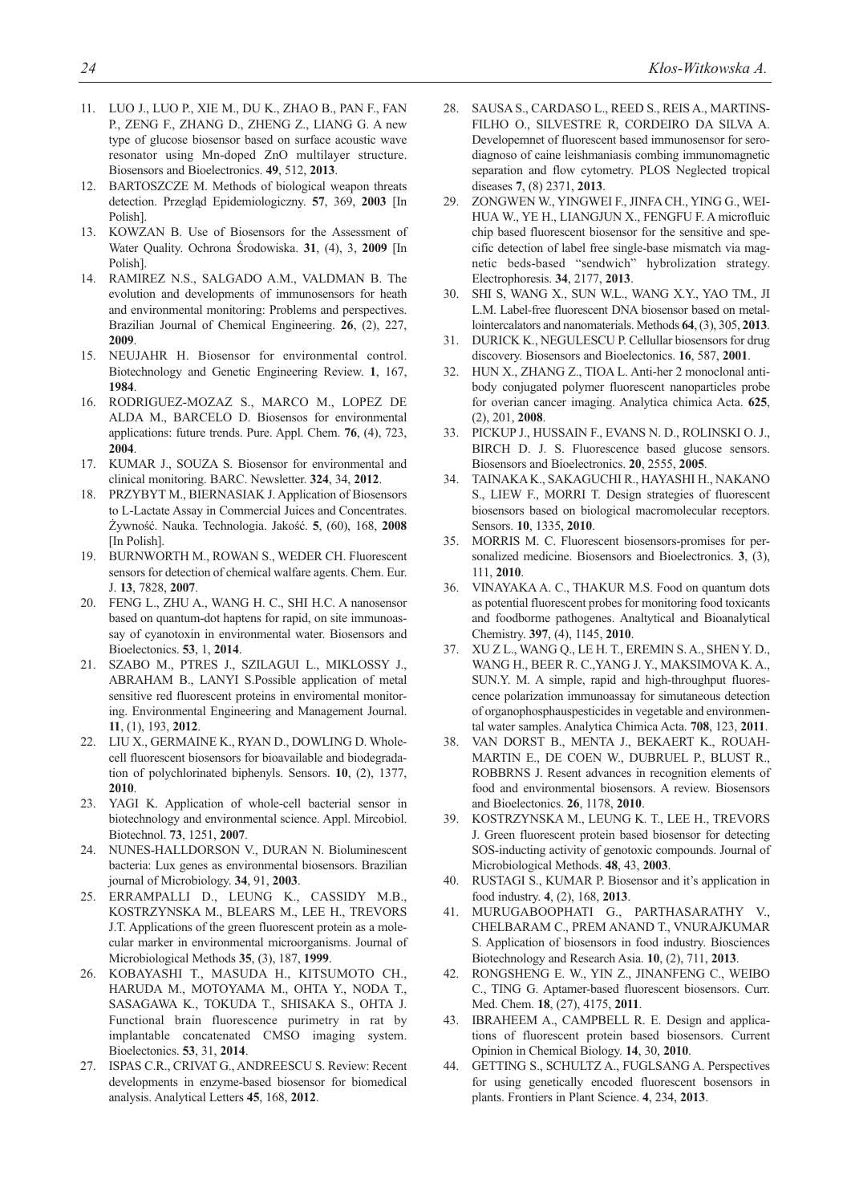11. LUO J., LUO P., XIE M., DU K., ZHAO B., PAN F., FAN P., ZENG F., ZHANG D., ZHENG Z., LIANG G. A new type of glucose biosensor based on surface acoustic wave resonator using Mn-doped ZnO multilayer structure. Biosensors and Bioelectronics. **49**, 512, **2013**.
12. BARTOSZCZE M. Methods of biological weapon threats detection. Przegląd Epidemiologiczny. **57**, 369, **2003** [In Polish].
13. KOWZAN B. Use of Biosensors for the Assessment of Water Quality. Ochrona Środowiska. **31**, (4), 3, **2009** [In Polish].
14. RAMIREZ N.S., SALGADO A.M., VALDMAN B. The evolution and developments of immunosensors for heath and environmental monitoring: Problems and perspectives. Brazilian Journal of Chemical Engineering. **26**, (2), 227, **2009**.
15. NEUJAHR H. Biosensor for environmental control. Biotechnology and Genetic Engineering Review. **1**, 167, **1984**.
16. RODRIGUEZ-MOZAZ S., MARCO M., LOPEZ DE ALDA M., BARCELO D. Biosensos for environmental applications: future trends. Pure. Appl. Chem. **76**, (4), 723, **2004**.
17. KUMAR J., SOUZA S. Biosensor for environmental and clinical monitoring. BARC. Newsletter. **324**, 34, **2012**.
18. PRZYBYT M., BIERNASIAK J. Application of Biosensors to L-Lactate Assay in Commercial Juices and Concentrates. Żywność. Nauka. Technologia. Jakość. **5**, (60), 168, **2008** [In Polish].
19. BURNWORTH M., ROWAN S., WEDER CH. Fluorescent sensors for detection of chemical walfare agents. Chem. Eur. J. **13**, 7828, **2007**.
20. FENG L., ZHU A., WANG H. C., SHI H.C. A nanosensor based on quantum-dot haptens for rapid, on site immunoassay of cyanotoxin in environmental water. Biosensors and Bioelectonics. **53**, 1, **2014**.
21. SZABO M., PTRES J., SZILAGUI L., MIKLOSSY J., ABRAHAM B., LANYI S.Possible application of metal sensitive red fluorescent proteins in enviromental monitoring. Environmental Engineering and Management Journal. **11**, (1), 193, **2012**.
22. LIU X., GERMAINE K., RYAN D., DOWLING D. Whole-cell fluorescent biosensors for bioavailable and biodegradation of polychlorinated biphenyls. Sensors. **10**, (2), 1377, **2010**.
23. YAGI K. Application of whole-cell bacterial sensor in biotechnology and environmental science. Appl. Mircobiol. Biotechnol. **73**, 1251, **2007**.
24. NUNES-HALLDORSON V., DURAN N. Bioluminescent bacteria: Lux genes as environmental biosensors. Brazilian journal of Microbiology. **34**, 91, **2003**.
25. ERRAMPALLI D., LEUNG K., CASSIDY M.B., KOSTRZYNSKA M., BLEARS M., LEE H., TREVORS J.T. Applications of the green fluorescent protein as a molecular marker in environmental microorganisms. Journal of Microbiological Methods **35**, (3), 187, **1999**.
26. KOBAYASHI T., MASUDA H., KITSUMOTO CH., HARUDA M., MOTOYAMA M., OHTA Y., NODA T., SASAGAWA K., TOKUDA T., SHISAKA S., OHTA J. Functional brain fluorescence purimetry in rat by implantable concatenated CMSO imaging system. Bioelectonics. **53**, 31, **2014**.
27. ISPAS C.R., CRIVAT G., ANDREESCU S. Review: Recent developments in enzyme-based biosensor for biomedical analysis. Analytical Letters **45**, 168, **2012**.
28. SAUSA S., CARDASO L., REED S., REIS A., MARTINS-FILHO O., SILVESTRE R, CORDEIRO DA SILVA A. Developemnet of fluorescent based immunosensor for serodiagnoso of caine leishmaniasis combing immunomagnetic separation and flow cytometry. PLOS Neglected tropical diseases **7**, (8) 2371, **2013**.
29. ZONGWEN W., YINGWEI F., JINFA CH., YING G., WEI-HUA W., YE H., LIANGJUN X., FENGFU F. A microfluic chip based fluorescent biosensor for the sensitive and specific detection of label free single-base mismatch via magnetic beds-based "sendwich" hybrolization strategy. Electrophoresis. **34**, 2177, **2013**.
30. SHI S, WANG X., SUN W.L., WANG X.Y., YAO TM., JI L.M. Label-free fluorescent DNA biosensor based on metallointercalators and nanomaterials. Methods **64**, (3), 305, **2013**.
31. DURICK K., NEGULESCU P. Cellullar biosensors for drug discovery. Biosensors and Bioelectonics. **16**, 587, **2001**.
32. HUN X., ZHANG Z., TIOA L. Anti-her 2 monoclonal antibody conjugated polymer fluorescent nanoparticles probe for overian cancer imaging. Analytica chimica Acta. **625**, (2), 201, **2008**.
33. PICKUP J., HUSSAIN F., EVANS N. D., ROLINSKI O. J., BIRCH D. J. S. Fluorescence based glucose sensors. Biosensors and Bioelectronics. **20**, 2555, **2005**.
34. TAINAKA K., SAKAGUCHI R., HAYASHI H., NAKANO S., LIEW F., MORRI T. Design strategies of fluorescent biosensors based on biological macromolecular receptors. Sensors. **10**, 1335, **2010**.
35. MORRIS M. C. Fluorescent biosensors-promises for personalized medicine. Biosensors and Bioelectronics. **3**, (3), 111, **2010**.
36. VINAYAKA A. C., THAKUR M.S. Food on quantum dots as potential fluorescent probes for monitoring food toxicants and foodborme pathogenes. Analtytical and Bioanalytical Chemistry. **397**, (4), 1145, **2010**.
37. XU Z L., WANG Q., LE H. T., EREMIN S. A., SHEN Y. D., WANG H., BEER R. C.,YANG J. Y., MAKSIMOVA K. A., SUN.Y. M. A simple, rapid and high-throughput fluorescence polarization immunoassay for simutaneous detection of organophosphauspesticides in vegetable and environmental water samples. Analytica Chimica Acta. **708**, 123, **2011**.
38. VAN DORST B., MENTA J., BEKAERT K., ROUAH-MARTIN E., DE COEN W., DUBRUEL P., BLUST R., ROBBRNS J. Resent advances in recognition elements of food and environmental biosensors. A review. Biosensors and Bioelectonics. **26**, 1178, **2010**.
39. KOSTRZYNSKA M., LEUNG K. T., LEE H., TREVORS J. Green fluorescent protein based biosensor for detecting SOS-inducting activity of genotoxic compounds. Journal of Microbiological Methods. **48**, 43, **2003**.
40. RUSTAGI S., KUMAR P. Biosensor and it's application in food industry. **4**, (2), 168, **2013**.
41. MURUGABOOPHATI G., PARTHASARATHY V., CHELBARAM C., PREM ANAND T., VNURAJKUMAR S. Application of biosensors in food industry. Biosciences Biotechnology and Research Asia. **10**, (2), 711, **2013**.
42. RONGSHENG E. W., YIN Z., JINANFENG C., WEIBO C., TING G. Aptamer-based fluorescent biosensors. Curr. Med. Chem. **18**, (27), 4175, **2011**.
43. IBRAHEEM A., CAMPBELL R. E. Design and applications of fluorescent protein based biosensors. Current Opinion in Chemical Biology. **14**, 30, **2010**.
44. GETTING S., SCHULTZ A., FUGLSANG A. Perspectives for using genetically encoded fluorescent bosensors in plants. Frontiers in Plant Science. **4**, 234, **2013**.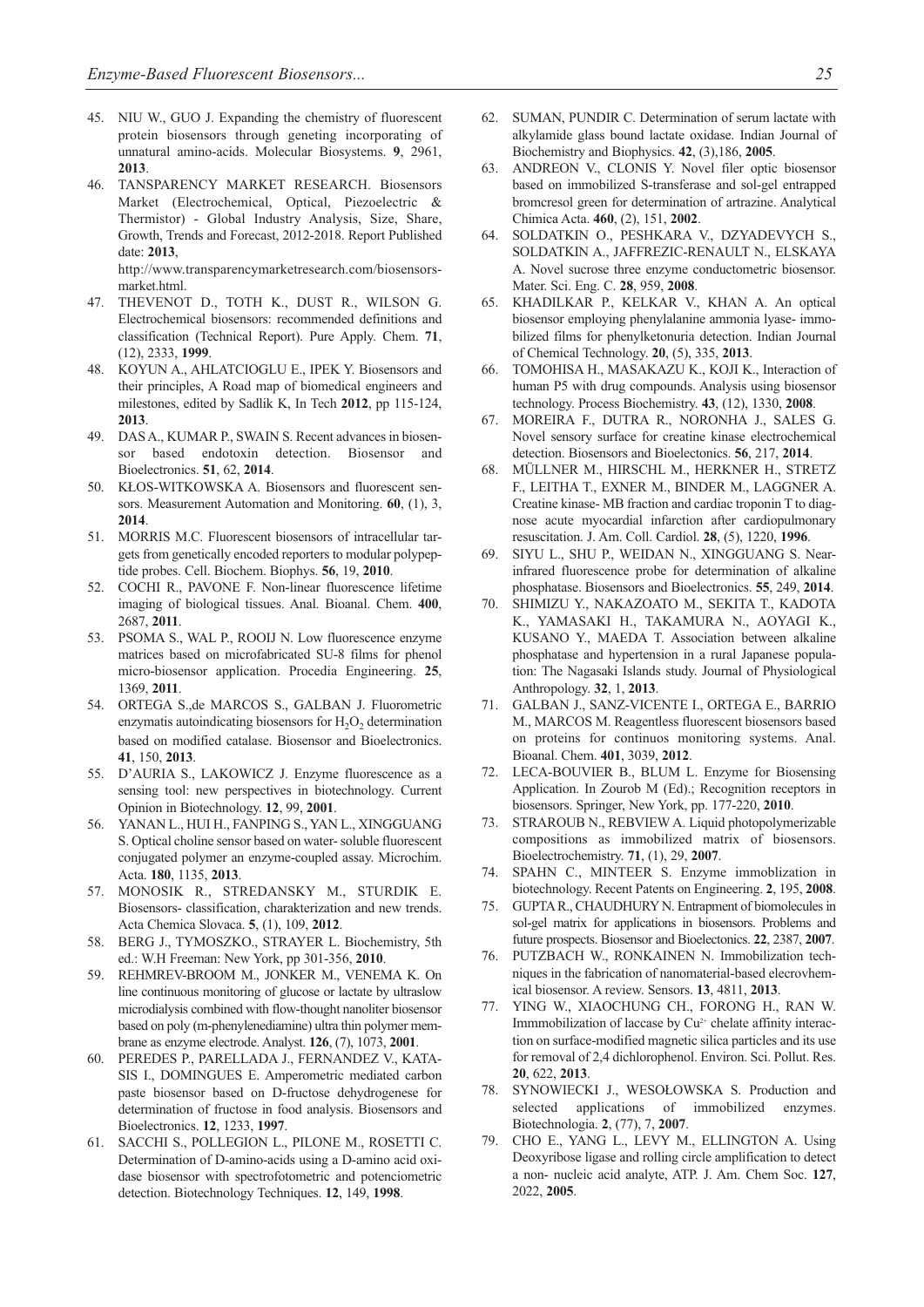45. NIU W., GUO J. Expanding the chemistry of fluorescent protein biosensors through geneting incorporating of unnatural amino-acids. Molecular Biosystems. **9**, 2961, **2013**.
46. TANSPARENCY MARKET RESEARCH. Biosensors Market (Electrochemical, Optical, Piezoelectric & Thermistor) - Global Industry Analysis, Size, Share, Growth, Trends and Forecast, 2012-2018. Report Published date: **2013**, http://www.transparencymarketresearch.com/biosensors-market.html.
47. THEVENOT D., TOTH K., DUST R., WILSON G. Electrochemical biosensors: recommended definitions and classification (Technical Report). Pure Apply. Chem. **71**, (12), 2333, **1999**.
48. KOYUN A., AHLATCIOGLU E., IPEK Y. Biosensors and their principles, A Road map of biomedical engineers and milestones, edited by Sadlik K, In Tech **2012**, pp 115-124, **2013**.
49. DAS A., KUMAR P., SWAIN S. Recent advances in biosensor based endotoxin detection. Biosensor and Bioelectronics. **51**, 62, **2014**.
50. KŁOS-WITKOWSKA A. Biosensors and fluorescent sensors. Measurement Automation and Monitoring. **60**, (1), 3, **2014**.
51. MORRIS M.C. Fluorescent biosensors of intracellular targets from genetically encoded reporters to modular polypeptide probes. Cell. Biochem. Biophys. **56**, 19, **2010**.
52. COCHI R., PAVONE F. Non-linear fluorescence lifetime imaging of biological tissues. Anal. Bioanal. Chem. **400**, 2687, **2011**.
53. PSOMA S., WAL P., ROOIJ N. Low fluorescence enzyme matrices based on microfabricated SU-8 films for phenol micro-biosensor application. Procedia Engineering. **25**, 1369, **2011**.
54. ORTEGA S.,de MARCOS S., GALBAN J. Fluorometric enzymatis autoindicating biosensors for $H_2O_2$ determination based on modified catalase. Biosensor and Bioelectronics. **41**, 150, **2013**.
55. D'AURIA S., LAKOWICZ J. Enzyme fluorescence as a sensing tool: new perspectives in biotechnology. Current Opinion in Biotechnology. **12**, 99, **2001**.
56. YANAN L., HUI H., FANPING S., YAN L., XINGGUANG S. Optical choline sensor based on water- soluble fluorescent conjugated polymer an enzyme-coupled assay. Microchim. Acta. **180**, 1135, **2013**.
57. MONOSIK R., STREDANSKY M., STURDIK E. Biosensors- classification, charakterization and new trends. Acta Chemica Slovaca. **5**, (1), 109, **2012**.
58. BERG J., TYMOSZKO., STRAYER L. Biochemistry, 5th ed.: W.H Freeman: New York, pp 301-356, **2010**.
59. REHMREV-BROOM M., JONKER M., VENEMA K. On line continuous monitoring of glucose or lactate by ultraslow microdialysis combined with flow-thought nanoliter biosensor based on poly (m-phenylenediamine) ultra thin polymer membrane as enzyme electrode. Analyst. **126**, (7), 1073, **2001**.
60. PEREDES P., PARELLADA J., FERNANDEZ V., KATASIS I., DOMINGUES E. Amperometric mediated carbon paste biosensor based on D-fructose dehydrogenese for determination of fructose in food analysis. Biosensors and Bioelectronics. **12**, 1233, **1997**.
61. SACCHI S., POLLEGION L., PILONE M., ROSETTI C. Determination of D-amino-acids using a D-amino acid oxidase biosensor with spectrofotometric and potenciometric detection. Biotechnology Techniques. **12**, 149, **1998**.
62. SUMAN, PUNDIR C. Determination of serum lactate with alkylamide glass bound lactate oxidase. Indian Journal of Biochemistry and Biophysics. **42**, (3),186, **2005**.
63. ANDREON V., CLONIS Y. Novel filer optic biosensor based on immobilized S-transferase and sol-gel entrapped bromcresol green for determination of artrazine. Analytical Chimica Acta. **460**, (2), 151, **2002**.
64. SOLDATKIN O., PESHKARA V., DZYADEVYCH S., SOLDATKIN A., JAFFREZIC-RENAULT N., ELSKAYA A. Novel sucrose three enzyme conductometric biosensor. Mater. Sci. Eng. C. **28**, 959, **2008**.
65. KHADILKAR P., KELKAR V., KHAN A. An optical biosensor employing phenylalanine ammonia lyase- immobilized films for phenylketonuria detection. Indian Journal of Chemical Technology. **20**, (5), 335, **2013**.
66. TOMOHISA H., MASAKAZU K., KOJI K., Interaction of human P5 with drug compounds. Analysis using biosensor technology. Process Biochemistry. **43**, (12), 1330, **2008**.
67. MOREIRA F., DUTRA R., NORONHA J., SALES G. Novel sensory surface for creatine kinase electrochemical detection. Biosensors and Bioelectonics. **56**, 217, **2014**.
68. MÜLLNER M., HIRSCHL M., HERKNER H., STRETZ F., LEITHA T., EXNER M., BINDER M., LAGGNER A. Creatine kinase- MB fraction and cardiac troponin T to diagnose acute myocardial infarction after cardiopulmonary resuscitation. J. Am. Coll. Cardiol. **28**, (5), 1220, **1996**.
69. SIYU L., SHU P., WEIDAN N., XINGGUANG S. Near-infrared fluorescence probe for determination of alkaline phosphatase. Biosensors and Bioelectronics. **55**, 249, **2014**.
70. SHIMIZU Y., NAKAZOATO M., SEKITA T., KADOTA K., YAMASAKI H., TAKAMURA N., AOYAGI K., KUSANO Y., MAEDA T. Association between alkaline phosphatase and hypertension in a rural Japanese population: The Nagasaki Islands study. Journal of Physiological Anthropology. **32**, 1, **2013**.
71. GALBAN J., SANZ-VICENTE I., ORTEGA E., BARRIO M., MARCOS M. Reagentless fluorescent biosensors based on proteins for continuos monitoring systems. Anal. Bioanal. Chem. **401**, 3039, **2012**.
72. LECA-BOUVIER B., BLUM L. Enzyme for Biosensing Application. In Zourob M (Ed).; Recognition receptors in biosensors. Springer, New York, pp. 177-220, **2010**.
73. STRAROUB N., REBVIEW A. Liquid photopolymerizable compositions as immobilized matrix of biosensors. Bioelectrochemistry. **71**, (1), 29, **2007**.
74. SPAHN C., MINTEER S. Enzyme immoblization in biotechnology. Recent Patents on Engineering. **2**, 195, **2008**.
75. GUPTA R., CHAUDHURY N. Entrapment of biomolecules in sol-gel matrix for applications in biosensors. Problems and future prospects. Biosensor and Bioelectonics. **22**, 2387, **2007**.
76. PUTZBACH W., RONKAINEN N. Immobilization techniques in the fabrication of nanomaterial-based elecrovhemical biosensor. A review. Sensors. **13**, 4811, **2013**.
77. YING W., XIAOCHUNG CH., FORONG H., RAN W. Immmobilization of laccase by $Cu^{2+}$ chelate affinity interaction on surface-modified magnetic silica particles and its use for removal of 2,4 dichlorophenol. Environ. Sci. Pollut. Res. **20**, 622, **2013**.
78. SYNOWIECKI J., WESOŁOWSKA S. Production and selected applications of immobilized enzymes. Biotechnologia. **2**, (77), 7, **2007**.
79. CHO E., YANG L., LEVY M., ELLINGTON A. Using Deoxyribose ligase and rolling circle amplification to detect a non- nucleic acid analyte, ATP. J. Am. Chem Soc. **127**, 2022, **2005**.